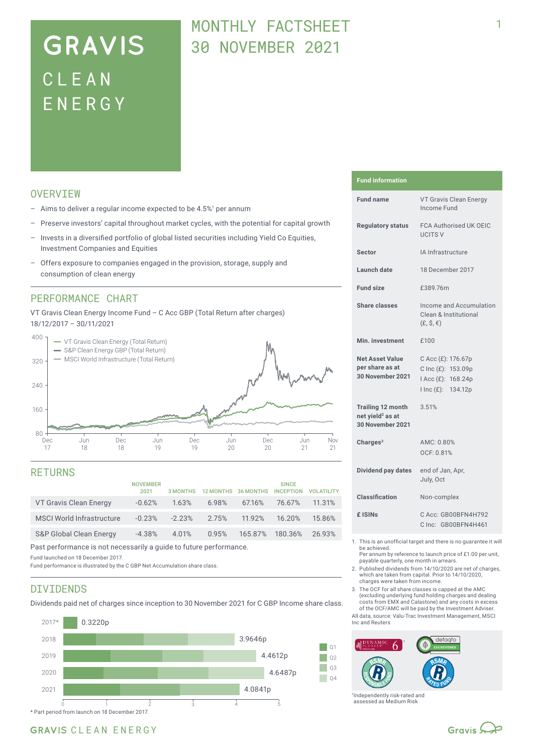# GRAVIS CLEAN ENERGY

## MONTHLY FACTSHEET 30 NOVEMBER 2021

## OVERVIEW

- Aims to deliver a regular income expected to be 4.5%[1] per annum
- Preserve investors' capital throughout market cycles, with the potential for capital growth
- Invests in a diversified portfolio of global listed securities including Yield Co Equities, Investment Companies and Equities
- Offers exposure to companies engaged in the provision, storage, supply and consumption of clean energy

## PERFORMANCE CHART

VT Gravis Clean Energy Income Fund – C Acc GBP (Total Return after charges)
18/12/2017 – 30/11/2021

- VT Gravis Clean Energy (Total Return)
- S&P Clean Energy GBP (Total Return)
- MSCI World Infrastructure (Total Return)

## RETURNS

| | NOVEMBER 2021 | 3 MONTHS | 12 MONTHS | 36 MONTHS | SINCE INCEPTION | VOLATILITY |
|---|---|---|---|---|---|---|
| VT Gravis Clean Energy | -0.62% | 1.63% | 6.98% | 67.16% | 76.67% | 11.31% |
| MSCI World Infrastructure | -0.23% | -2.23% | 2.75% | 11.92% | 16.20% | 15.86% |
| S&P Global Clean Energy | -4.38% | 4.01% | 0.95% | 165.87% | 180.36% | 26.93% |

Past performance is not necessarily a guide to future performance.

Fund launched on 18 December 2017.

Fund performance is illustrated by the C GBP Net Accumulation share class.

## DIVIDENDS

Dividends paid net of charges since inception to 30 November 2021 for C GBP Income share class.

| Year | Dividends |
|---|---|
| 2017* | 0.3220p |
| 2018 | 3.9646p |
| 2019 | 4.4612p |
| 2020 | 4.6487p |
| 2021 | 4.0841p |

\* Part period from launch on 18 December 2017.

## Fund information

| | |
|---|---|
| **Fund name** | VT Gravis Clean Energy Income Fund |
| **Regulatory status** | FCA Authorised UK OEIC UCITS V |
| **Sector** | IA Infrastructure |
| **Launch date** | 18 December 2017 |
| **Fund size** | £389.76m |
| **Share classes** | Income and Accumulation Clean & Institutional (£, $, €) |
| **Min. investment** | £100 |
| **Net Asset Value per share as at 30 November 2021** | C Acc (£): 176.67p<br>C Inc (£): 153.09p<br>I Acc (£): 168.24p<br>I Inc (£): 134.12p |
| **Trailing 12 month net yield[2] as at 30 November 2021** | 3.51% |
| **Charges[3]** | AMC: 0.80%<br>OCF: 0.81% |
| **Dividend pay dates** | end of Jan, Apr, July, Oct |
| **Classification** | Non-complex |
| **£ ISINs** | C Acc: GB00BFN4H792<br>C Inc: GB00BFN4H461 |

1. This is an unofficial target and there is no guarantee it will be achieved. Per annum by reference to launch price of £1.00 per unit, payable quarterly, one month in arrears.
2. Published dividends from 14/10/2020 are net of charges, which are taken from capital. Prior to 14/10/2020, charges were taken from income.
3. The OCF for all share classes is capped at the AMC (excluding underlying fund holding charges and dealing costs from EMX and Calastone) and any costs in excess of the OCF/AMC will be paid by the Investment Adviser.

All data, source: Valu-Trac Investment Management, MSCI Inc and Reuters

[†]Independently risk-rated and assessed as Medium Risk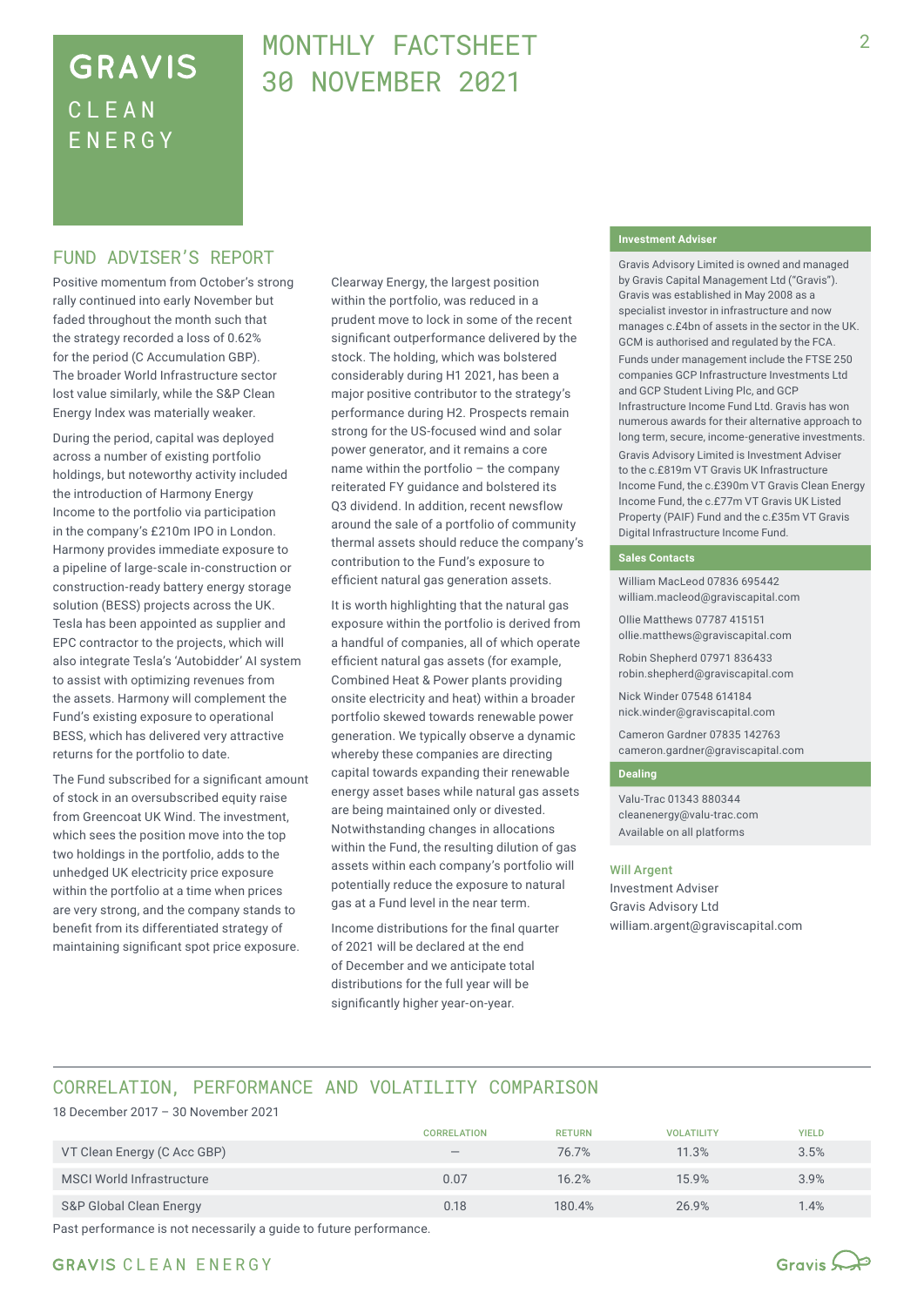# GRAVIS CLEAN ENERGY

# MONTHLY FACTSHEET 30 NOVEMBER 2021

## FUND ADVISER'S REPORT

Positive momentum from October's strong rally continued into early November but faded throughout the month such that the strategy recorded a loss of 0.62% for the period (C Accumulation GBP). The broader World Infrastructure sector lost value similarly, while the S&P Clean Energy Index was materially weaker.

During the period, capital was deployed across a number of existing portfolio holdings, but noteworthy activity included the introduction of Harmony Energy Income to the portfolio via participation in the company's £210m IPO in London. Harmony provides immediate exposure to a pipeline of large-scale in-construction or construction-ready battery energy storage solution (BESS) projects across the UK. Tesla has been appointed as supplier and EPC contractor to the projects, which will also integrate Tesla's 'Autobidder' AI system to assist with optimizing revenues from the assets. Harmony will complement the Fund's existing exposure to operational BESS, which has delivered very attractive returns for the portfolio to date.

The Fund subscribed for a significant amount of stock in an oversubscribed equity raise from Greencoat UK Wind. The investment, which sees the position move into the top two holdings in the portfolio, adds to the unhedged UK electricity price exposure within the portfolio at a time when prices are very strong, and the company stands to benefit from its differentiated strategy of maintaining significant spot price exposure.

Clearway Energy, the largest position within the portfolio, was reduced in a prudent move to lock in some of the recent significant outperformance delivered by the stock. The holding, which was bolstered considerably during H1 2021, has been a major positive contributor to the strategy's performance during H2. Prospects remain strong for the US-focused wind and solar power generator, and it remains a core name within the portfolio – the company reiterated FY guidance and bolstered its Q3 dividend. In addition, recent newsflow around the sale of a portfolio of community thermal assets should reduce the company's contribution to the Fund's exposure to efficient natural gas generation assets.

It is worth highlighting that the natural gas exposure within the portfolio is derived from a handful of companies, all of which operate efficient natural gas assets (for example, Combined Heat & Power plants providing onsite electricity and heat) within a broader portfolio skewed towards renewable power generation. We typically observe a dynamic whereby these companies are directing capital towards expanding their renewable energy asset bases while natural gas assets are being maintained only or divested. Notwithstanding changes in allocations within the Fund, the resulting dilution of gas assets within each company's portfolio will potentially reduce the exposure to natural gas at a Fund level in the near term.

Income distributions for the final quarter of 2021 will be declared at the end of December and we anticipate total distributions for the full year will be significantly higher year-on-year.

### Investment Adviser

Gravis Advisory Limited is owned and managed by Gravis Capital Management Ltd ("Gravis"). Gravis was established in May 2008 as a specialist investor in infrastructure and now manages c.£4bn of assets in the sector in the UK. GCM is authorised and regulated by the FCA. Funds under management include the FTSE 250 companies GCP Infrastructure Investments Ltd and GCP Student Living Plc, and GCP Infrastructure Income Fund Ltd. Gravis has won numerous awards for their alternative approach to long term, secure, income-generative investments.

Gravis Advisory Limited is Investment Adviser to the c.£819m VT Gravis UK Infrastructure Income Fund, the c.£390m VT Gravis Clean Energy Income Fund, the c.£77m VT Gravis UK Listed Property (PAIF) Fund and the c.£35m VT Gravis Digital Infrastructure Income Fund.

### Sales Contacts

William MacLeod 07836 695442
william.macleod@graviscapital.com

Ollie Matthews 07787 415151
ollie.matthews@graviscapital.com

Robin Shepherd 07971 836433
robin.shepherd@graviscapital.com

Nick Winder 07548 614184
nick.winder@graviscapital.com

Cameron Gardner 07835 142763
cameron.gardner@graviscapital.com

### Dealing

Valu-Trac 01343 880344
cleanenergy@valu-trac.com
Available on all platforms

**Will Argent**
Investment Adviser
Gravis Advisory Ltd
william.argent@graviscapital.com

## CORRELATION, PERFORMANCE AND VOLATILITY COMPARISON

18 December 2017 – 30 November 2021

| | CORRELATION | RETURN | VOLATILITY | YIELD |
|---|---|---|---|---|
| VT Clean Energy (C Acc GBP) | – | 76.7% | 11.3% | 3.5% |
| MSCI World Infrastructure | 0.07 | 16.2% | 15.9% | 3.9% |
| S&P Global Clean Energy | 0.18 | 180.4% | 26.9% | 1.4% |

Past performance is not necessarily a guide to future performance.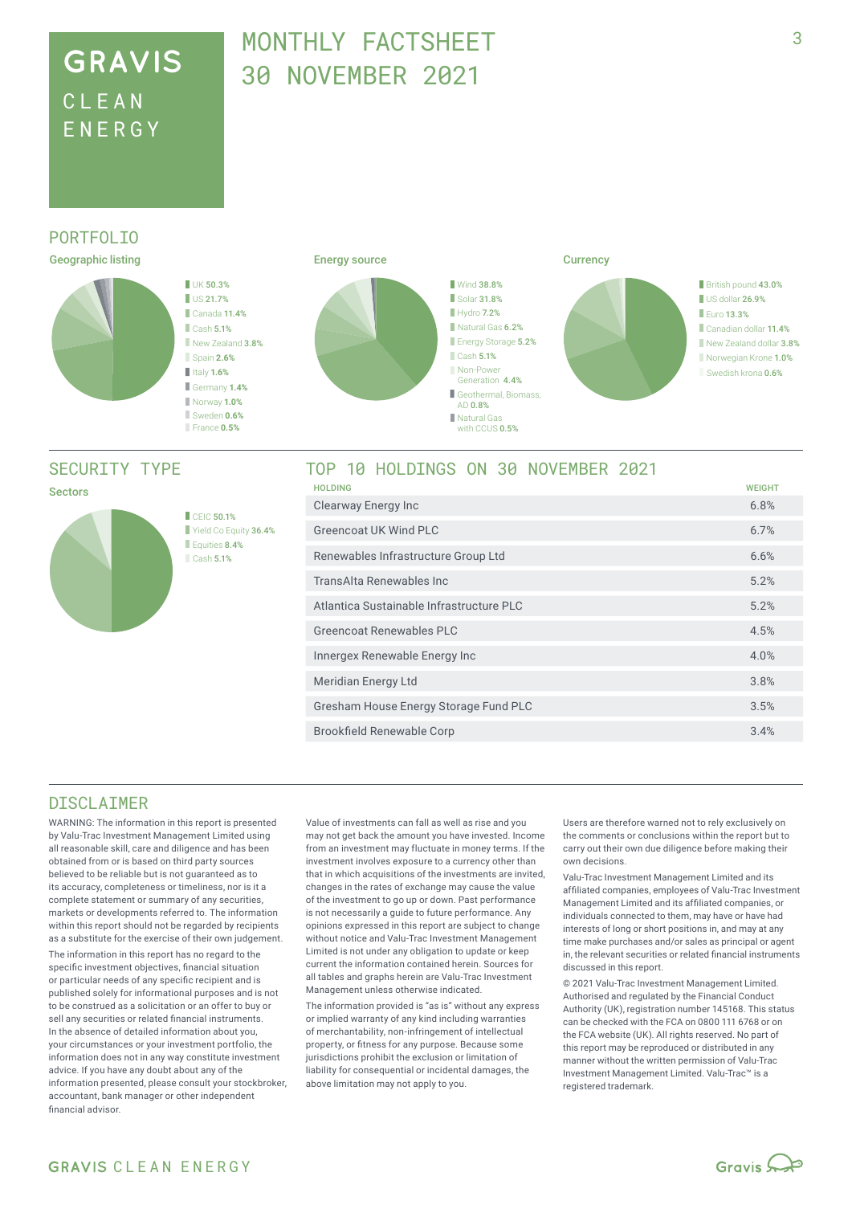# GRAVIS CLEAN ENERGY

# MONTHLY FACTSHEET 30 NOVEMBER 2021

## PORTFOLIO

### Geographic listing

UK **50.3%**
US **21.7%**
Canada **11.4%**
Cash **5.1%**
New Zealand **3.8%**
Spain **2.6%**
Italy **1.6%**
Germany **1.4%**
Norway **1.0%**
Sweden **0.6%**
France **0.5%**

### Energy source

Wind **38.8%**
Solar **31.8%**
Hydro **7.2%**
Natural Gas **6.2%**
Energy Storage **5.2%**
Cash **5.1%**
Non-Power Generation **4.4%**
Geothermal, Biomass, AD **0.8%**
Natural Gas with CCUS **0.5%**

### Currency

British pound **43.0%**
US dollar **26.9%**
Euro **13.3%**
Canadian dollar **11.4%**
New Zealand dollar **3.8%**
Norwegian Krone **1.0%**
Swedish krona **0.6%**

## SECURITY TYPE

### Sectors

CEIC **50.1%**
Yield Co Equity **36.4%**
Equities **8.4%**
Cash **5.1%**

## TOP 10 HOLDINGS ON 30 NOVEMBER 2021

| HOLDING | WEIGHT |
|---|---|
| Clearway Energy Inc | 6.8% |
| Greencoat UK Wind PLC | 6.7% |
| Renewables Infrastructure Group Ltd | 6.6% |
| TransAlta Renewables Inc | 5.2% |
| Atlantica Sustainable Infrastructure PLC | 5.2% |
| Greencoat Renewables PLC | 4.5% |
| Innergex Renewable Energy Inc | 4.0% |
| Meridian Energy Ltd | 3.8% |
| Gresham House Energy Storage Fund PLC | 3.5% |
| Brookfield Renewable Corp | 3.4% |

## DISCLAIMER

WARNING: The information in this report is presented by Valu-Trac Investment Management Limited using all reasonable skill, care and diligence and has been obtained from or is based on third party sources believed to be reliable but is not guaranteed as to its accuracy, completeness or timeliness, nor is it a complete statement or summary of any securities, markets or developments referred to. The information within this report should not be regarded by recipients as a substitute for the exercise of their own judgement.

The information in this report has no regard to the specific investment objectives, financial situation or particular needs of any specific recipient and is published solely for informational purposes and is not to be construed as a solicitation or an offer to buy or sell any securities or related financial instruments. In the absence of detailed information about you, your circumstances or your investment portfolio, the information does not in any way constitute investment advice. If you have any doubt about any of the information presented, please consult your stockbroker, accountant, bank manager or other independent financial advisor.

Value of investments can fall as well as rise and you may not get back the amount you have invested. Income from an investment may fluctuate in money terms. If the investment involves exposure to a currency other than that in which acquisitions of the investments are invited, changes in the rates of exchange may cause the value of the investment to go up or down. Past performance is not necessarily a guide to future performance. Any opinions expressed in this report are subject to change without notice and Valu-Trac Investment Management Limited is not under any obligation to update or keep current the information contained herein. Sources for all tables and graphs herein are Valu-Trac Investment Management unless otherwise indicated.

The information provided is "as is" without any express or implied warranty of any kind including warranties of merchantability, non-infringement of intellectual property, or fitness for any purpose. Because some jurisdictions prohibit the exclusion or limitation of liability for consequential or incidental damages, the above limitation may not apply to you.

Users are therefore warned not to rely exclusively on the comments or conclusions within the report but to carry out their own due diligence before making their own decisions.

Valu-Trac Investment Management Limited and its affiliated companies, employees of Valu-Trac Investment Management Limited and its affiliated companies, or individuals connected to them, may have or have had interests of long or short positions in, and may at any time make purchases and/or sales as principal or agent in, the relevant securities or related financial instruments discussed in this report.

© 2021 Valu-Trac Investment Management Limited. Authorised and regulated by the Financial Conduct Authority (UK), registration number 145168. This status can be checked with the FCA on 0800 111 6768 or on the FCA website (UK). All rights reserved. No part of this report may be reproduced or distributed in any manner without the written permission of Valu-Trac Investment Management Limited. Valu-Trac™ is a registered trademark.